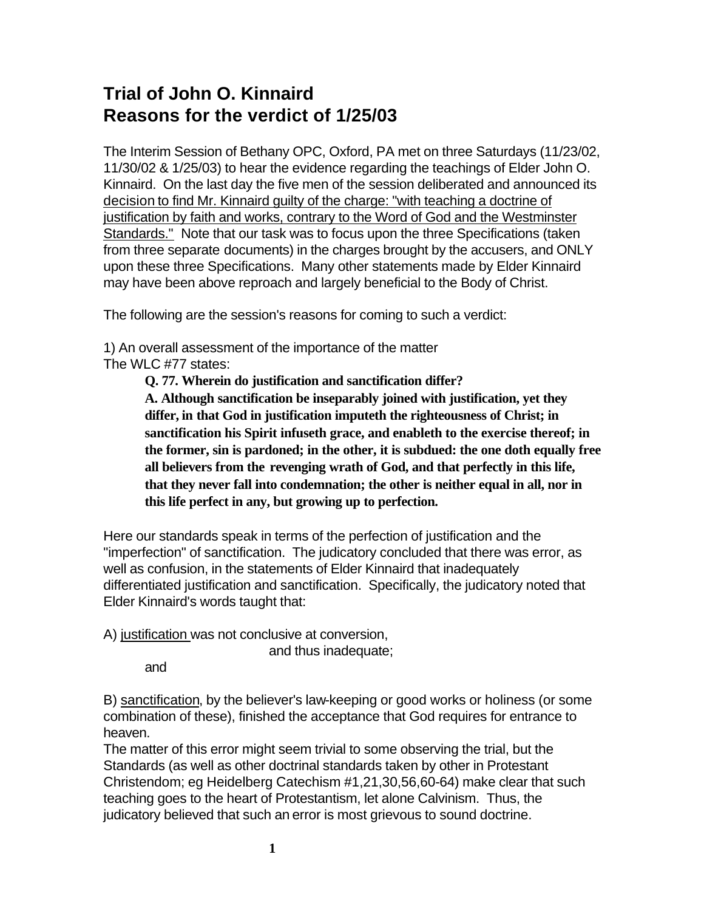# Trial of John O. Kinnaird
# Reasons for the verdict of 1/25/03

The Interim Session of Bethany OPC, Oxford, PA met on three Saturdays (11/23/02, 11/30/02 & 1/25/03) to hear the evidence regarding the teachings of Elder John O. Kinnaird. On the last day the five men of the session deliberated and announced its <u>decision to find Mr. Kinnaird guilty of the charge: "with teaching a doctrine of justification by faith and works, contrary to the Word of God and the Westminster Standards."</u> Note that our task was to focus upon the three Specifications (taken from three separate documents) in the charges brought by the accusers, and ONLY upon these three Specifications. Many other statements made by Elder Kinnaird may have been above reproach and largely beneficial to the Body of Christ.

The following are the session's reasons for coming to such a verdict:

1) An overall assessment of the importance of the matter
The WLC #77 states:

> **Q. 77. Wherein do justification and sanctification differ?**
> **A. Although sanctification be inseparably joined with justification, yet they differ, in that God in justification imputeth the righteousness of Christ; in sanctification his Spirit infuseth grace, and enableth to the exercise thereof; in the former, sin is pardoned; in the other, it is subdued: the one doth equally free all believers from the revenging wrath of God, and that perfectly in this life, that they never fall into condemnation; the other is neither equal in all, nor in this life perfect in any, but growing up to perfection.**

Here our standards speak in terms of the perfection of justification and the "imperfection" of sanctification. The judicatory concluded that there was error, as well as confusion, in the statements of Elder Kinnaird that inadequately differentiated justification and sanctification. Specifically, the judicatory noted that Elder Kinnaird's words taught that:

A) <u>justification</u> was not conclusive at conversion,
and thus inadequate;
and

B) <u>sanctification</u>, by the believer's law-keeping or good works or holiness (or some combination of these), finished the acceptance that God requires for entrance to heaven.
The matter of this error might seem trivial to some observing the trial, but the Standards (as well as other doctrinal standards taken by other in Protestant Christendom; eg Heidelberg Catechism #1,21,30,56,60-64) make clear that such teaching goes to the heart of Protestantism, let alone Calvinism. Thus, the judicatory believed that such an error is most grievous to sound doctrine.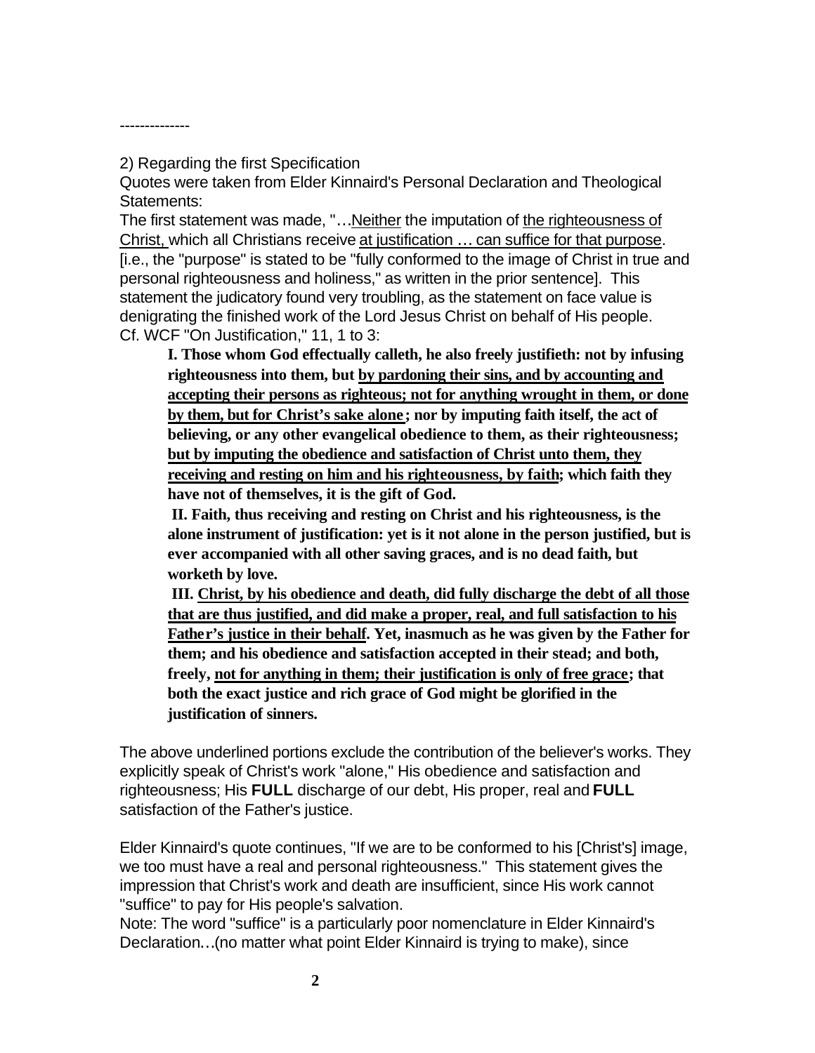--------------

2) Regarding the first Specification

Quotes were taken from Elder Kinnaird's Personal Declaration and Theological Statements:

The first statement was made, "…<u>Neither</u> the imputation of <u>the righteousness of Christ,</u> which all Christians receive <u>at justification … can suffice for that purpose</u>. [i.e., the "purpose" is stated to be "fully conformed to the image of Christ in true and personal righteousness and holiness," as written in the prior sentence]. This statement the judicatory found very troubling, as the statement on face value is denigrating the finished work of the Lord Jesus Christ on behalf of His people. Cf. WCF "On Justification," 11, 1 to 3:

> **I. Those whom God effectually calleth, he also freely justifieth: not by infusing righteousness into them, but <u>by pardoning their sins, and by accounting and accepting their persons as righteous; not for anything wrought in them, or done by them, but for Christ's sake alone</u>; nor by imputing faith itself, the act of believing, or any other evangelical obedience to them, as their righteousness; <u>but by imputing the obedience and satisfaction of Christ unto them, they receiving and resting on him and his righteousness, by faith</u>; which faith they have not of themselves, it is the gift of God.**
>
> **II. Faith, thus receiving and resting on Christ and his righteousness, is the alone instrument of justification: yet is it not alone in the person justified, but is ever accompanied with all other saving graces, and is no dead faith, but worketh by love.**
>
> **III. <u>Christ, by his obedience and death, did fully discharge the debt of all those that are thus justified, and did make a proper, real, and full satisfaction to his Father's justice in their behalf</u>. Yet, inasmuch as he was given by the Father for them; and his obedience and satisfaction accepted in their stead; and both, freely, <u>not for anything in them; their justification is only of free grace</u>; that both the exact justice and rich grace of God might be glorified in the justification of sinners.**

The above underlined portions exclude the contribution of the believer's works. They explicitly speak of Christ's work "alone," His obedience and satisfaction and righteousness; His **FULL** discharge of our debt, His proper, real and **FULL** satisfaction of the Father's justice.

Elder Kinnaird's quote continues, "If we are to be conformed to his [Christ's] image, we too must have a real and personal righteousness." This statement gives the impression that Christ's work and death are insufficient, since His work cannot "suffice" to pay for His people's salvation.

Note: The word "suffice" is a particularly poor nomenclature in Elder Kinnaird's Declaration…(no matter what point Elder Kinnaird is trying to make), since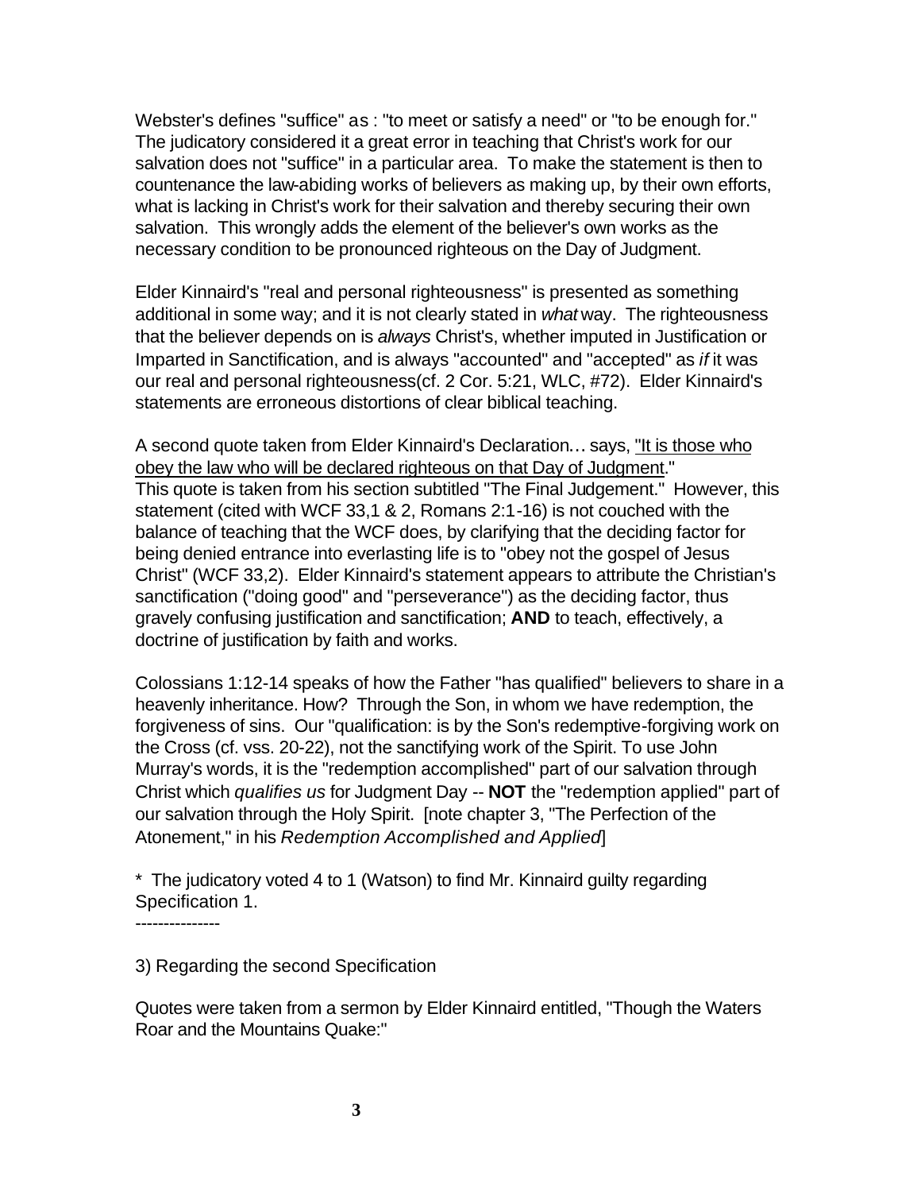Webster's defines "suffice" as : "to meet or satisfy a need" or "to be enough for." The judicatory considered it a great error in teaching that Christ's work for our salvation does not "suffice" in a particular area. To make the statement is then to countenance the law-abiding works of believers as making up, by their own efforts, what is lacking in Christ's work for their salvation and thereby securing their own salvation. This wrongly adds the element of the believer's own works as the necessary condition to be pronounced righteous on the Day of Judgment.

Elder Kinnaird's "real and personal righteousness" is presented as something additional in some way; and it is not clearly stated in *what* way. The righteousness that the believer depends on is *always* Christ's, whether imputed in Justification or Imparted in Sanctification, and is always "accounted" and "accepted" as *if* it was our real and personal righteousness(cf. 2 Cor. 5:21, WLC, #72). Elder Kinnaird's statements are erroneous distortions of clear biblical teaching.

A second quote taken from Elder Kinnaird's Declaration… says, "<u>It is those who obey the law who will be declared righteous on that Day of Judgment</u>." This quote is taken from his section subtitled "The Final Judgement." However, this statement (cited with WCF 33,1 & 2, Romans 2:1-16) is not couched with the balance of teaching that the WCF does, by clarifying that the deciding factor for being denied entrance into everlasting life is to "obey not the gospel of Jesus Christ" (WCF 33,2). Elder Kinnaird's statement appears to attribute the Christian's sanctification ("doing good" and "perseverance") as the deciding factor, thus gravely confusing justification and sanctification; **AND** to teach, effectively, a doctrine of justification by faith and works.

Colossians 1:12-14 speaks of how the Father "has qualified" believers to share in a heavenly inheritance. How? Through the Son, in whom we have redemption, the forgiveness of sins. Our "qualification: is by the Son's redemptive-forgiving work on the Cross (cf. vss. 20-22), not the sanctifying work of the Spirit. To use John Murray's words, it is the "redemption accomplished" part of our salvation through Christ which *qualifies us* for Judgment Day -- **NOT** the "redemption applied" part of our salvation through the Holy Spirit. [note chapter 3, "The Perfection of the Atonement," in his *Redemption Accomplished and Applied*]

* The judicatory voted 4 to 1 (Watson) to find Mr. Kinnaird guilty regarding Specification 1.

---------------

3) Regarding the second Specification

Quotes were taken from a sermon by Elder Kinnaird entitled, "Though the Waters Roar and the Mountains Quake:"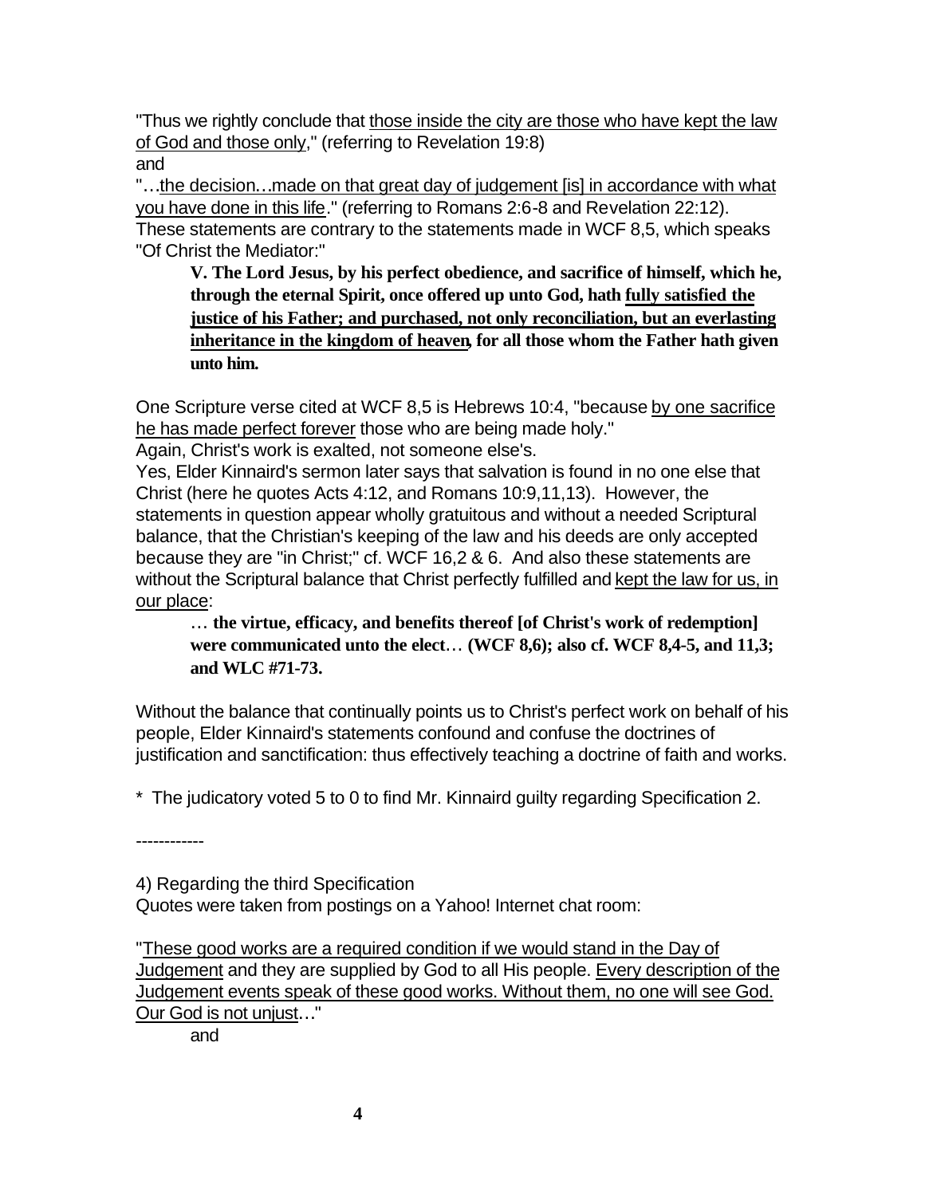"Thus we rightly conclude that <u>those inside the city are those who have kept the law of God and those only</u>," (referring to Revelation 19:8)
and
"…<u>the decision…made on that great day of judgement [is] in accordance with what you have done in this life</u>." (referring to Romans 2:6-8 and Revelation 22:12).
These statements are contrary to the statements made in WCF 8,5, which speaks "Of Christ the Mediator:"

> **V. The Lord Jesus, by his perfect obedience, and sacrifice of himself, which he, through the eternal Spirit, once offered up unto God, hath <u>fully satisfied the justice of his Father; and purchased, not only reconciliation, but an everlasting inheritance in the kingdom of heaven</u>, for all those whom the Father hath given unto him.**

One Scripture verse cited at WCF 8,5 is Hebrews 10:4, "because <u>by one sacrifice he has made perfect forever</u> those who are being made holy."
Again, Christ's work is exalted, not someone else's.
Yes, Elder Kinnaird's sermon later says that salvation is found in no one else that Christ (here he quotes Acts 4:12, and Romans 10:9,11,13). However, the statements in question appear wholly gratuitous and without a needed Scriptural balance, that the Christian's keeping of the law and his deeds are only accepted because they are "in Christ;" cf. WCF 16,2 & 6. And also these statements are without the Scriptural balance that Christ perfectly fulfilled and <u>kept the law for us, in our place</u>:

> … **the virtue, efficacy, and benefits thereof [of Christ's work of redemption] were communicated unto the elect… (WCF 8,6); also cf. WCF 8,4-5, and 11,3; and WLC #71-73.**

Without the balance that continually points us to Christ's perfect work on behalf of his people, Elder Kinnaird's statements confound and confuse the doctrines of justification and sanctification: thus effectively teaching a doctrine of faith and works.

* The judicatory voted 5 to 0 to find Mr. Kinnaird guilty regarding Specification 2.

------------

4) Regarding the third Specification
Quotes were taken from postings on a Yahoo! Internet chat room:

"<u>These good works are a required condition if we would stand in the Day of Judgement</u> and they are supplied by God to all His people. <u>Every description of the Judgement events speak of these good works. Without them, no one will see God. Our God is not unjust</u>…"

and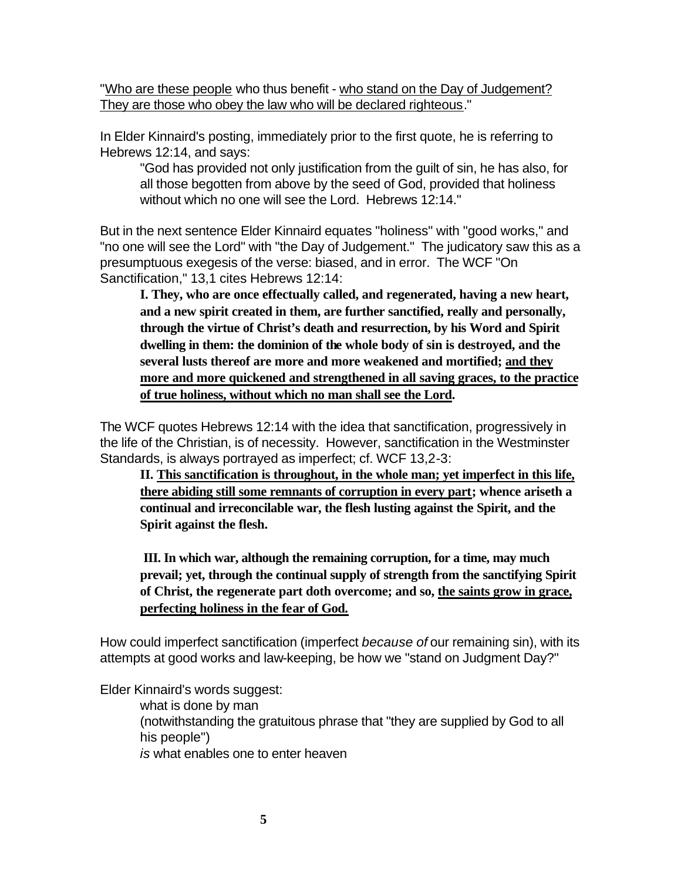"<u>Who are these people</u> who thus benefit - <u>who stand on the Day of Judgement? They are those who obey the law who will be declared righteous</u>."

In Elder Kinnaird's posting, immediately prior to the first quote, he is referring to Hebrews 12:14, and says:

> "God has provided not only justification from the guilt of sin, he has also, for all those begotten from above by the seed of God, provided that holiness without which no one will see the Lord. Hebrews 12:14."

But in the next sentence Elder Kinnaird equates "holiness" with "good works," and "no one will see the Lord" with "the Day of Judgement." The judicatory saw this as a presumptuous exegesis of the verse: biased, and in error. The WCF "On Sanctification," 13,1 cites Hebrews 12:14:

> **I. They, who are once effectually called, and regenerated, having a new heart, and a new spirit created in them, are further sanctified, really and personally, through the virtue of Christ's death and resurrection, by his Word and Spirit dwelling in them: the dominion of the whole body of sin is destroyed, and the several lusts thereof are more and more weakened and mortified; <u>and they more and more quickened and strengthened in all saving graces, to the practice of true holiness, without which no man shall see the Lord</u>.**

The WCF quotes Hebrews 12:14 with the idea that sanctification, progressively in the life of the Christian, is of necessity. However, sanctification in the Westminster Standards, is always portrayed as imperfect; cf. WCF 13,2-3:

> **II. <u>This sanctification is throughout, in the whole man; yet imperfect in this life, there abiding still some remnants of corruption in every part</u>; whence ariseth a continual and irreconcilable war, the flesh lusting against the Spirit, and the Spirit against the flesh.**
>
> **III. In which war, although the remaining corruption, for a time, may much prevail; yet, through the continual supply of strength from the sanctifying Spirit of Christ, the regenerate part doth overcome; and so, <u>the saints grow in grace, perfecting holiness in the fear of God.</u>**

How could imperfect sanctification (imperfect *because of* our remaining sin), with its attempts at good works and law-keeping, be how we "stand on Judgment Day?"

Elder Kinnaird's words suggest:

> what is done by man
> (notwithstanding the gratuitous phrase that "they are supplied by God to all his people")
> *is* what enables one to enter heaven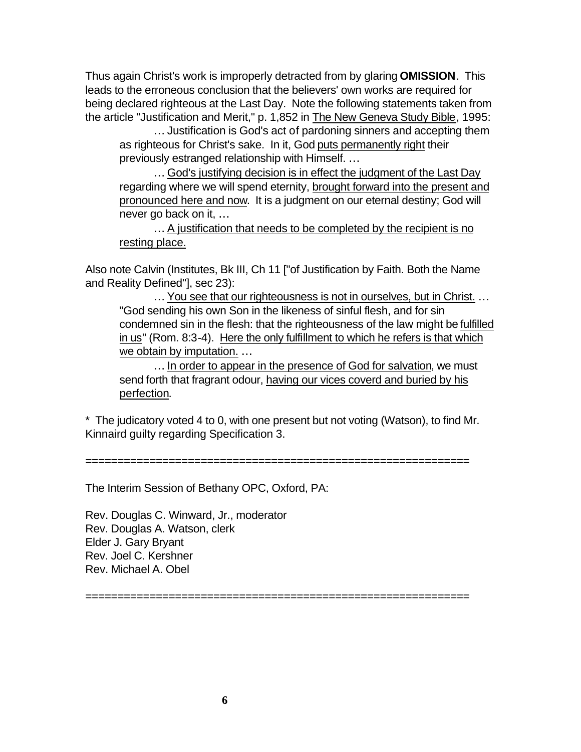Thus again Christ's work is improperly detracted from by glaring **OMISSION**. This leads to the erroneous conclusion that the believers' own works are required for being declared righteous at the Last Day. Note the following statements taken from the article "Justification and Merit," p. 1,852 in <u>The New Geneva Study Bible</u>, 1995:

> … Justification is God's act of pardoning sinners and accepting them as righteous for Christ's sake. In it, God <u>puts permanently right</u> their previously estranged relationship with Himself. …
>
> … <u>God's justifying decision is in effect the judgment of the Last Day</u> regarding where we will spend eternity, <u>brought forward into the present and pronounced here and now</u>. It is a judgment on our eternal destiny; God will never go back on it, …
>
> … <u>A justification that needs to be completed by the recipient is no resting place.</u>

Also note Calvin (Institutes, Bk III, Ch 11 ["of Justification by Faith. Both the Name and Reality Defined"], sec 23):

> … <u>You see that our righteousness is not in ourselves, but in Christ.</u> … "God sending his own Son in the likeness of sinful flesh, and for sin condemned sin in the flesh: that the righteousness of the law might be <u>fulfilled in us</u>" (Rom. 8:3-4). <u>Here the only fulfillment to which he refers is that which we obtain by imputation.</u> …
>
> … <u>In order to appear in the presence of God for salvation</u>, we must send forth that fragrant odour, <u>having our vices coverd and buried by his perfection</u>.

* The judicatory voted 4 to 0, with one present but not voting (Watson), to find Mr. Kinnaird guilty regarding Specification 3.

============================================================

The Interim Session of Bethany OPC, Oxford, PA:

Rev. Douglas C. Winward, Jr., moderator
Rev. Douglas A. Watson, clerk
Elder J. Gary Bryant
Rev. Joel C. Kershner
Rev. Michael A. Obel

============================================================